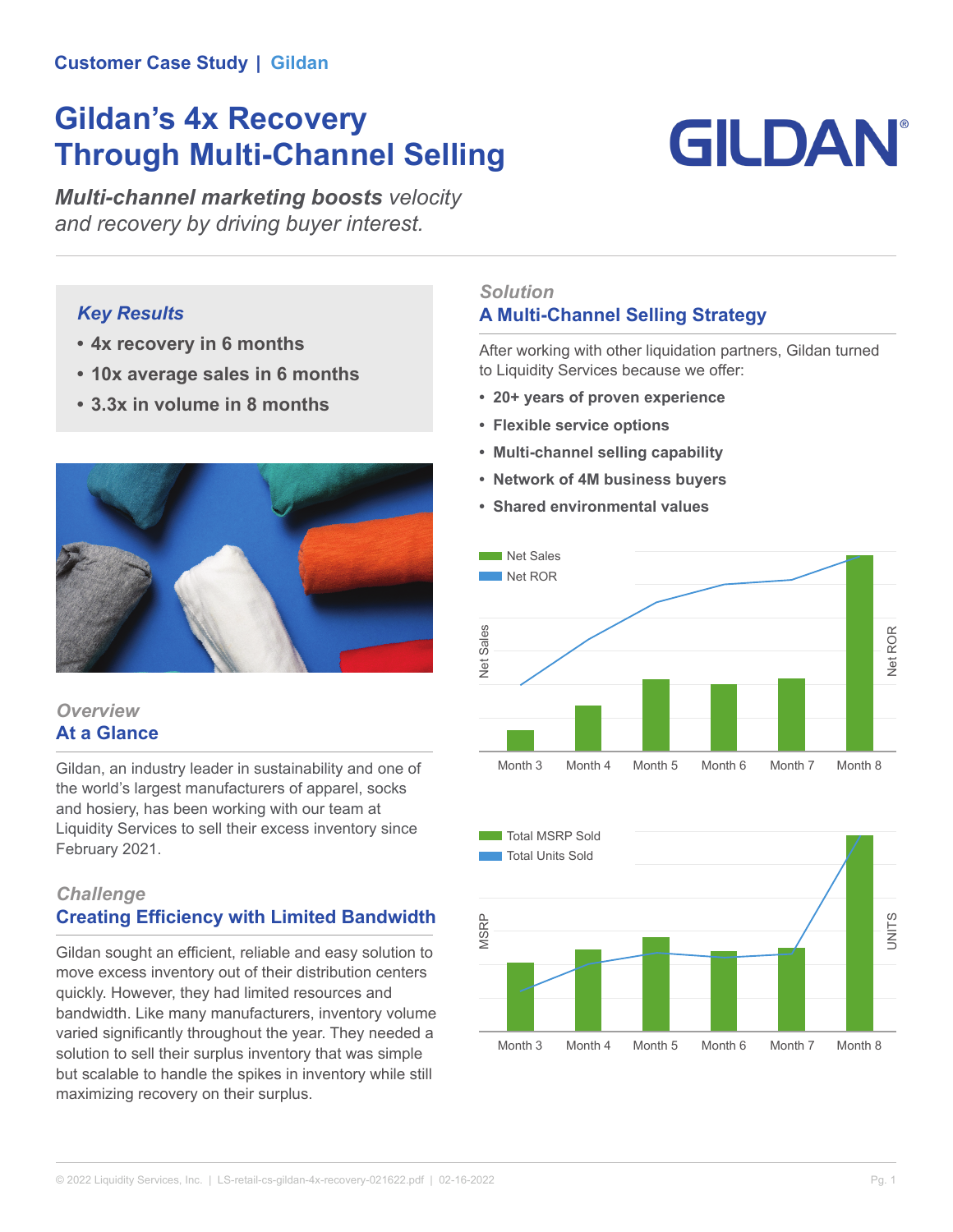Customer Case Study | Gildan

# Gildan's 4x Recovery Through Multi-Channel Selling

***Multi-channel marketing boosts** velocity and recovery by driving buyer interest.*

### *Key Results*

- **4x recovery in 6 months**
- **10x average sales in 6 months**
- **3.3x in volume in 8 months**

### *Overview*
## At a Glance

Gildan, an industry leader in sustainability and one of the world's largest manufacturers of apparel, socks and hosiery, has been working with our team at Liquidity Services to sell their excess inventory since February 2021.

### *Challenge*
## Creating Efficiency with Limited Bandwidth

Gildan sought an efficient, reliable and easy solution to move excess inventory out of their distribution centers quickly. However, they had limited resources and bandwidth. Like many manufacturers, inventory volume varied significantly throughout the year. They needed a solution to sell their surplus inventory that was simple but scalable to handle the spikes in inventory while still maximizing recovery on their surplus.

### *Solution*
## A Multi-Channel Selling Strategy

After working with other liquidation partners, Gildan turned to Liquidity Services because we offer:

- **20+ years of proven experience**
- **Flexible service options**
- **Multi-channel selling capability**
- **Network of 4M business buyers**
- **Shared environmental values**

Net Sales / Net ROR (Month 3 – Month 8)

Total MSRP Sold / Total Units Sold (Month 3 – Month 8)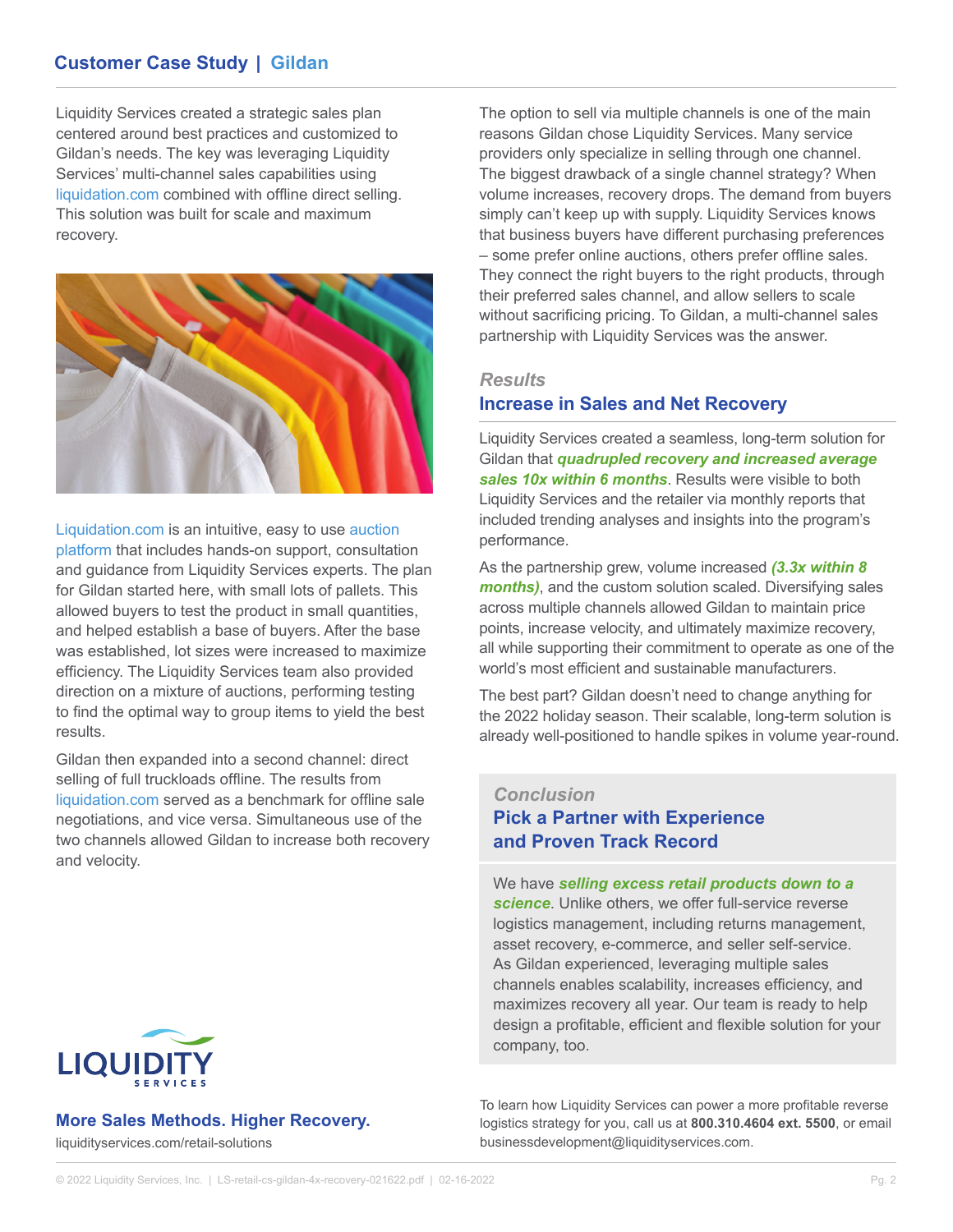Liquidity Services created a strategic sales plan centered around best practices and customized to Gildan's needs. The key was leveraging Liquidity Services' multi-channel sales capabilities using liquidation.com combined with offline direct selling. This solution was built for scale and maximum recovery.

Liquidation.com is an intuitive, easy to use auction platform that includes hands-on support, consultation and guidance from Liquidity Services experts. The plan for Gildan started here, with small lots of pallets. This allowed buyers to test the product in small quantities, and helped establish a base of buyers. After the base was established, lot sizes were increased to maximize efficiency. The Liquidity Services team also provided direction on a mixture of auctions, performing testing to find the optimal way to group items to yield the best results.

Gildan then expanded into a second channel: direct selling of full truckloads offline. The results from liquidation.com served as a benchmark for offline sale negotiations, and vice versa. Simultaneous use of the two channels allowed Gildan to increase both recovery and velocity.

The option to sell via multiple channels is one of the main reasons Gildan chose Liquidity Services. Many service providers only specialize in selling through one channel. The biggest drawback of a single channel strategy? When volume increases, recovery drops. The demand from buyers simply can't keep up with supply. Liquidity Services knows that business buyers have different purchasing preferences – some prefer online auctions, others prefer offline sales. They connect the right buyers to the right products, through their preferred sales channel, and allow sellers to scale without sacrificing pricing. To Gildan, a multi-channel sales partnership with Liquidity Services was the answer.

*Results*

## Increase in Sales and Net Recovery

Liquidity Services created a seamless, long-term solution for Gildan that ***quadrupled recovery and increased average sales 10x within 6 months***. Results were visible to both Liquidity Services and the retailer via monthly reports that included trending analyses and insights into the program's performance.

As the partnership grew, volume increased ***(3.3x within 8 months)***, and the custom solution scaled. Diversifying sales across multiple channels allowed Gildan to maintain price points, increase velocity, and ultimately maximize recovery, all while supporting their commitment to operate as one of the world's most efficient and sustainable manufacturers.

The best part? Gildan doesn't need to change anything for the 2022 holiday season. Their scalable, long-term solution is already well-positioned to handle spikes in volume year-round.

*Conclusion*

## Pick a Partner with Experience and Proven Track Record

We have ***selling excess retail products down to a science***. Unlike others, we offer full-service reverse logistics management, including returns management, asset recovery, e-commerce, and seller self-service. As Gildan experienced, leveraging multiple sales channels enables scalability, increases efficiency, and maximizes recovery all year. Our team is ready to help design a profitable, efficient and flexible solution for your company, too.

LIQUIDITY SERVICES

**More Sales Methods. Higher Recovery.**

liquidityservices.com/retail-solutions

To learn how Liquidity Services can power a more profitable reverse logistics strategy for you, call us at **800.310.4604 ext. 5500**, or email businessdevelopment@liquidityservices.com.

© 2022 Liquidity Services, Inc. | LS-retail-cs-gildan-4x-recovery-021622.pdf | 02-16-2022